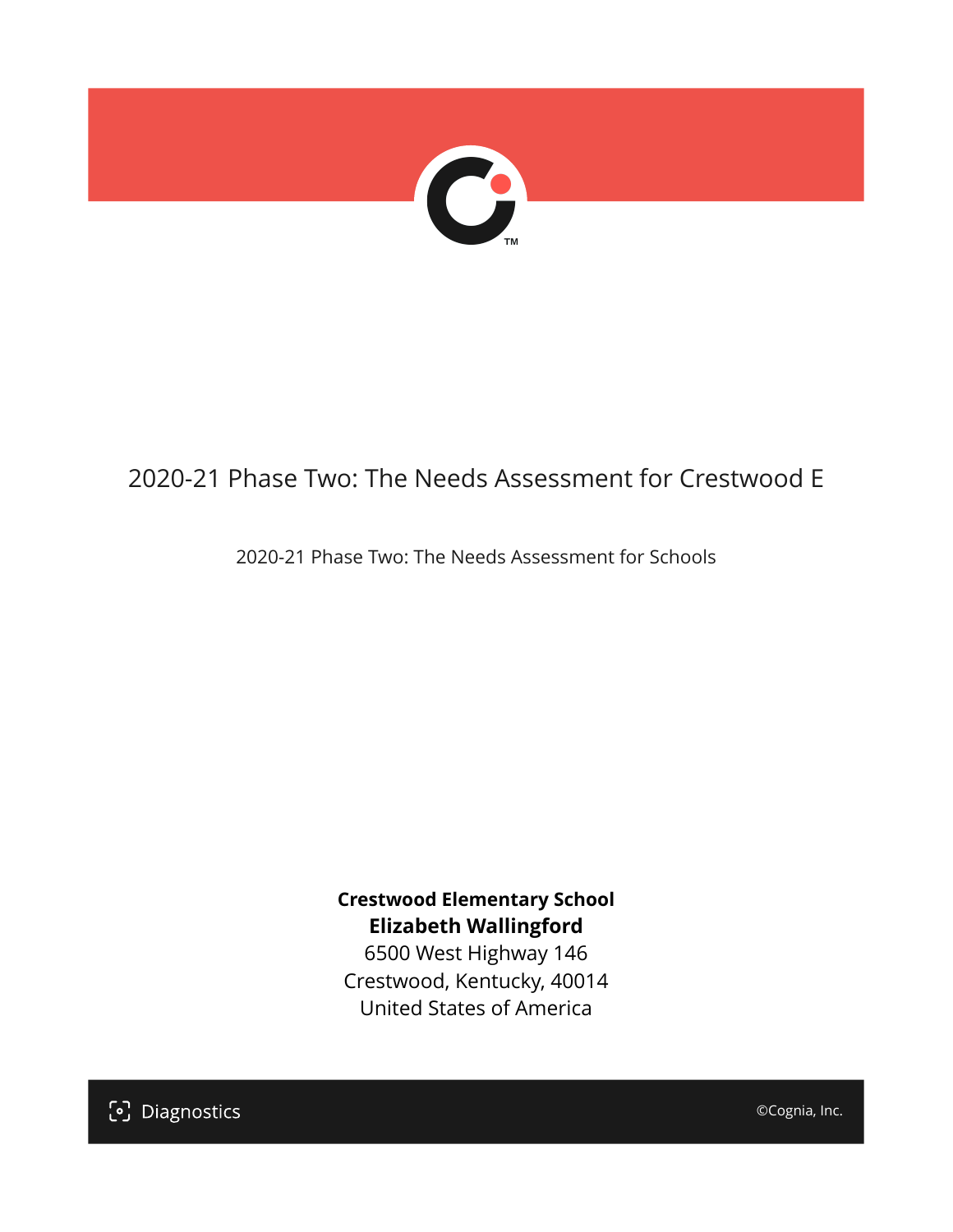# 2020-21 Phase Two: The Needs Assessment for Crestwood E

2020-21 Phase Two: The Needs Assessment for Schools

**Crestwood Elementary School**
**Elizabeth Wallingford**
6500 West Highway 146
Crestwood, Kentucky, 40014
United States of America

Diagnostics

©Cognia, Inc.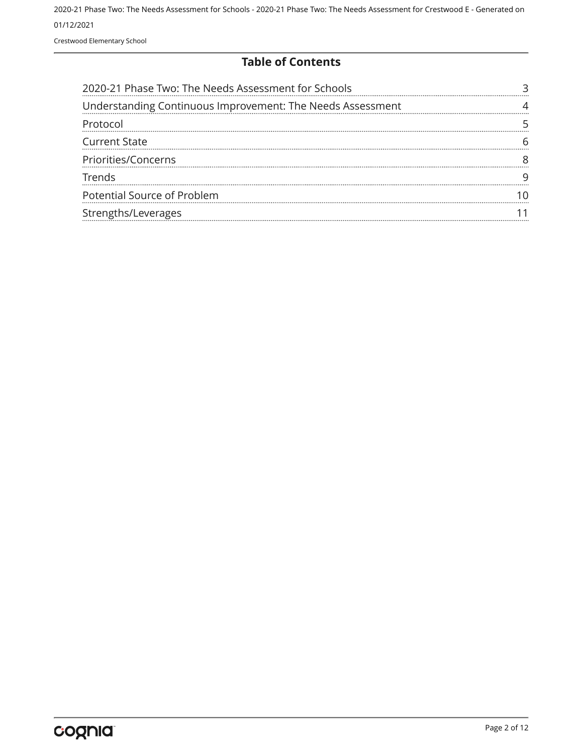## Table of Contents

| | |
|---|---|
| 2020-21 Phase Two: The Needs Assessment for Schools | 3 |
| Understanding Continuous Improvement: The Needs Assessment | 4 |
| Protocol | 5 |
| Current State | 6 |
| Priorities/Concerns | 8 |
| Trends | 9 |
| Potential Source of Problem | 10 |
| Strengths/Leverages | 11 |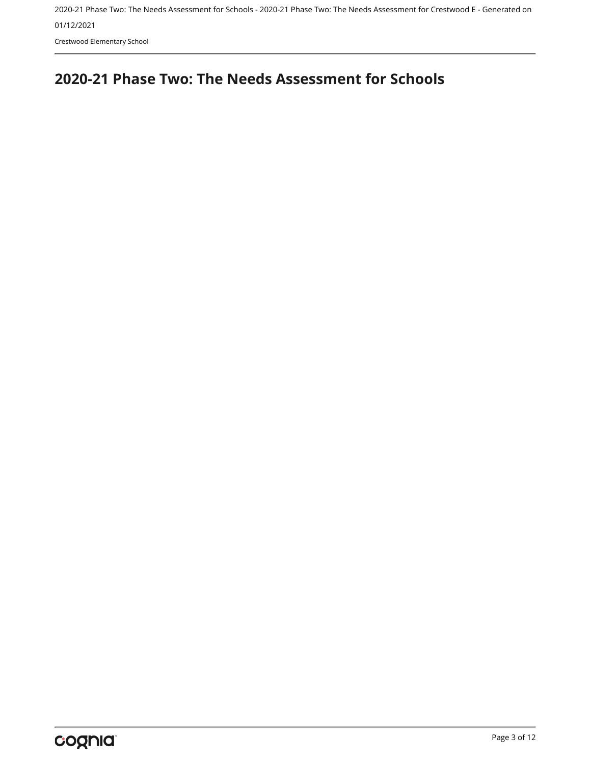# 2020-21 Phase Two: The Needs Assessment for Schools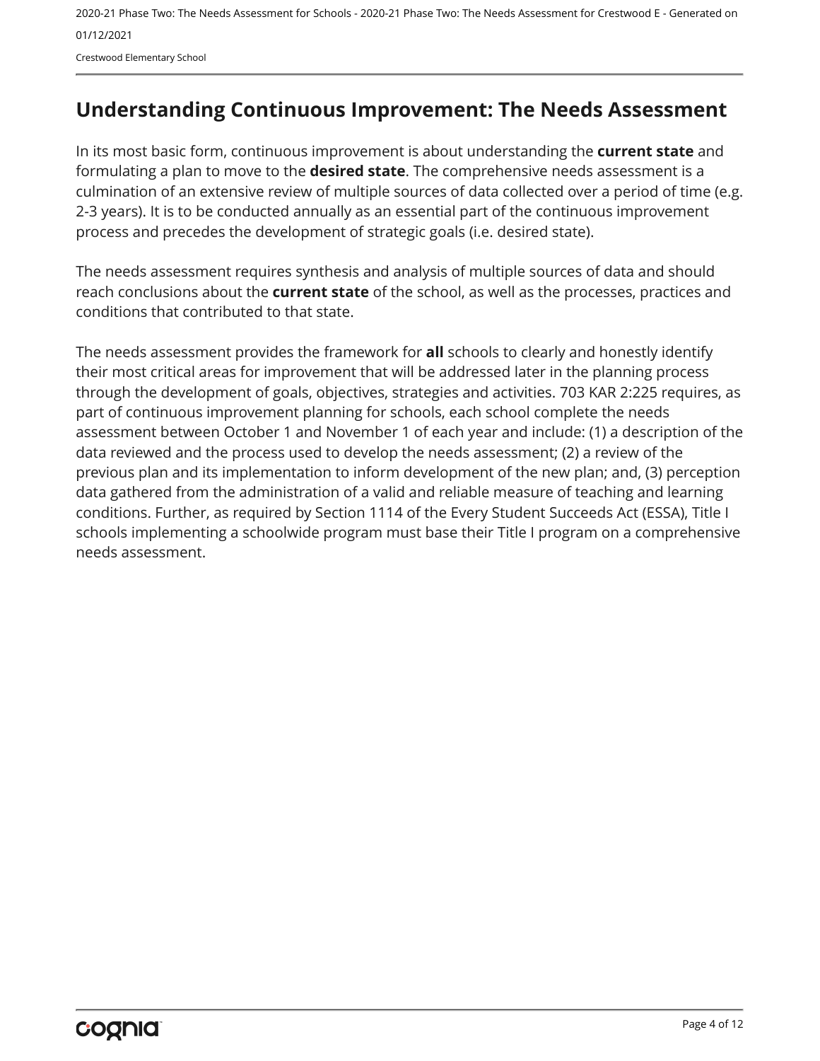# Understanding Continuous Improvement: The Needs Assessment

In its most basic form, continuous improvement is about understanding the **current state** and formulating a plan to move to the **desired state**. The comprehensive needs assessment is a culmination of an extensive review of multiple sources of data collected over a period of time (e.g. 2-3 years). It is to be conducted annually as an essential part of the continuous improvement process and precedes the development of strategic goals (i.e. desired state).

The needs assessment requires synthesis and analysis of multiple sources of data and should reach conclusions about the **current state** of the school, as well as the processes, practices and conditions that contributed to that state.

The needs assessment provides the framework for **all** schools to clearly and honestly identify their most critical areas for improvement that will be addressed later in the planning process through the development of goals, objectives, strategies and activities. 703 KAR 2:225 requires, as part of continuous improvement planning for schools, each school complete the needs assessment between October 1 and November 1 of each year and include: (1) a description of the data reviewed and the process used to develop the needs assessment; (2) a review of the previous plan and its implementation to inform development of the new plan; and, (3) perception data gathered from the administration of a valid and reliable measure of teaching and learning conditions. Further, as required by Section 1114 of the Every Student Succeeds Act (ESSA), Title I schools implementing a schoolwide program must base their Title I program on a comprehensive needs assessment.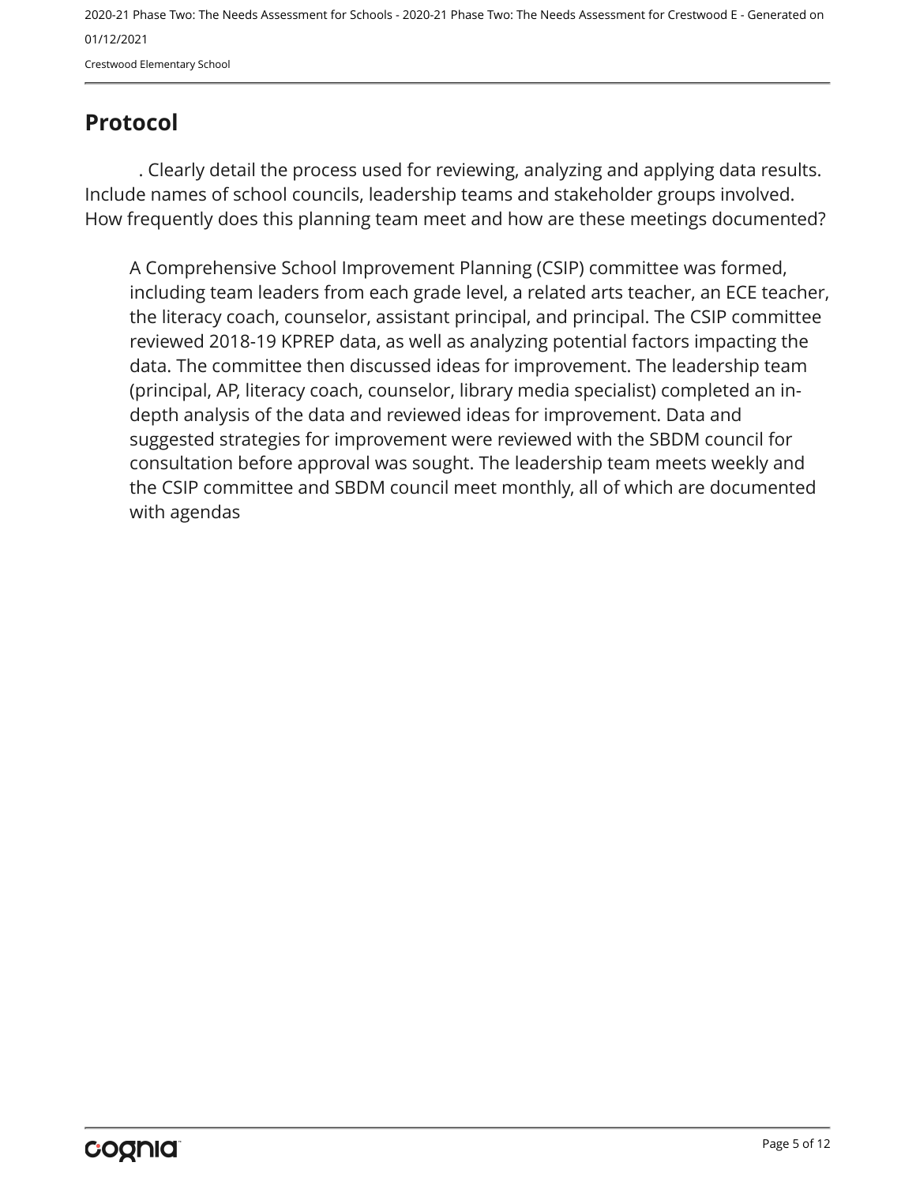## Protocol

. Clearly detail the process used for reviewing, analyzing and applying data results. Include names of school councils, leadership teams and stakeholder groups involved. How frequently does this planning team meet and how are these meetings documented?

A Comprehensive School Improvement Planning (CSIP) committee was formed, including team leaders from each grade level, a related arts teacher, an ECE teacher, the literacy coach, counselor, assistant principal, and principal. The CSIP committee reviewed 2018-19 KPREP data, as well as analyzing potential factors impacting the data. The committee then discussed ideas for improvement. The leadership team (principal, AP, literacy coach, counselor, library media specialist) completed an in-depth analysis of the data and reviewed ideas for improvement. Data and suggested strategies for improvement were reviewed with the SBDM council for consultation before approval was sought. The leadership team meets weekly and the CSIP committee and SBDM council meet monthly, all of which are documented with agendas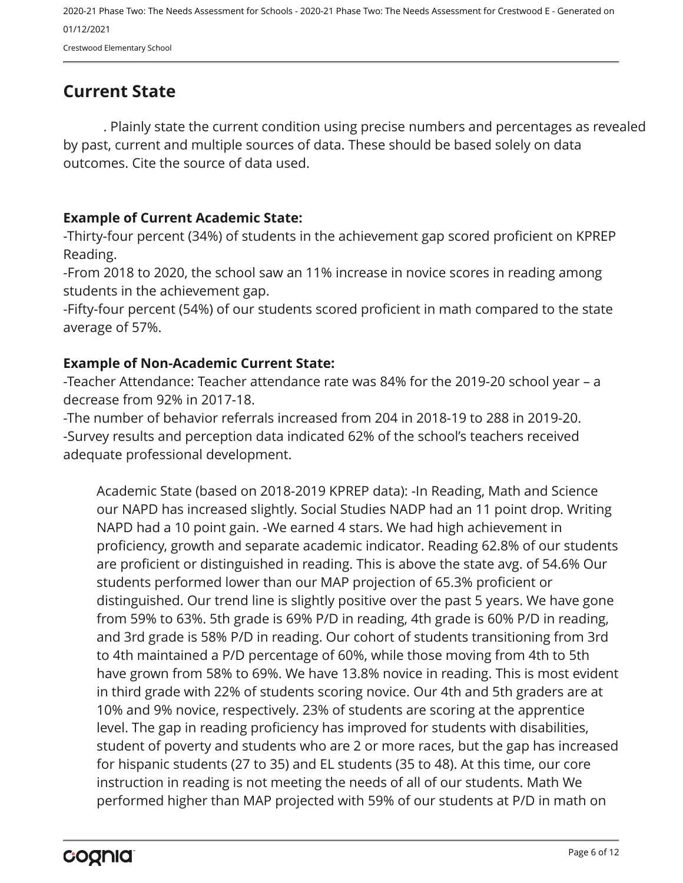## Current State

. Plainly state the current condition using precise numbers and percentages as revealed by past, current and multiple sources of data. These should be based solely on data outcomes. Cite the source of data used.

**Example of Current Academic State:**
-Thirty-four percent (34%) of students in the achievement gap scored proficient on KPREP Reading.
-From 2018 to 2020, the school saw an 11% increase in novice scores in reading among students in the achievement gap.
-Fifty-four percent (54%) of our students scored proficient in math compared to the state average of 57%.

**Example of Non-Academic Current State:**
-Teacher Attendance: Teacher attendance rate was 84% for the 2019-20 school year – a decrease from 92% in 2017-18.
-The number of behavior referrals increased from 204 in 2018-19 to 288 in 2019-20.
-Survey results and perception data indicated 62% of the school's teachers received adequate professional development.

Academic State (based on 2018-2019 KPREP data): -In Reading, Math and Science our NAPD has increased slightly. Social Studies NADP had an 11 point drop. Writing NAPD had a 10 point gain. -We earned 4 stars. We had high achievement in proficiency, growth and separate academic indicator. Reading 62.8% of our students are proficient or distinguished in reading. This is above the state avg. of 54.6% Our students performed lower than our MAP projection of 65.3% proficient or distinguished. Our trend line is slightly positive over the past 5 years. We have gone from 59% to 63%. 5th grade is 69% P/D in reading, 4th grade is 60% P/D in reading, and 3rd grade is 58% P/D in reading. Our cohort of students transitioning from 3rd to 4th maintained a P/D percentage of 60%, while those moving from 4th to 5th have grown from 58% to 69%. We have 13.8% novice in reading. This is most evident in third grade with 22% of students scoring novice. Our 4th and 5th graders are at 10% and 9% novice, respectively. 23% of students are scoring at the apprentice level. The gap in reading proficiency has improved for students with disabilities, student of poverty and students who are 2 or more races, but the gap has increased for hispanic students (27 to 35) and EL students (35 to 48). At this time, our core instruction in reading is not meeting the needs of all of our students. Math We performed higher than MAP projected with 59% of our students at P/D in math on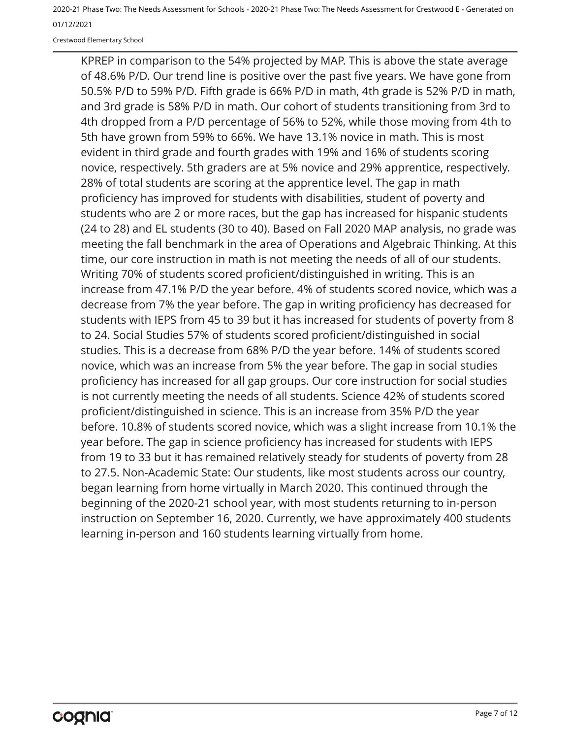KPREP in comparison to the 54% projected by MAP. This is above the state average of 48.6% P/D. Our trend line is positive over the past five years. We have gone from 50.5% P/D to 59% P/D. Fifth grade is 66% P/D in math, 4th grade is 52% P/D in math, and 3rd grade is 58% P/D in math. Our cohort of students transitioning from 3rd to 4th dropped from a P/D percentage of 56% to 52%, while those moving from 4th to 5th have grown from 59% to 66%. We have 13.1% novice in math. This is most evident in third grade and fourth grades with 19% and 16% of students scoring novice, respectively. 5th graders are at 5% novice and 29% apprentice, respectively. 28% of total students are scoring at the apprentice level. The gap in math proficiency has improved for students with disabilities, student of poverty and students who are 2 or more races, but the gap has increased for hispanic students (24 to 28) and EL students (30 to 40). Based on Fall 2020 MAP analysis, no grade was meeting the fall benchmark in the area of Operations and Algebraic Thinking. At this time, our core instruction in math is not meeting the needs of all of our students. Writing 70% of students scored proficient/distinguished in writing. This is an increase from 47.1% P/D the year before. 4% of students scored novice, which was a decrease from 7% the year before. The gap in writing proficiency has decreased for students with IEPS from 45 to 39 but it has increased for students of poverty from 8 to 24. Social Studies 57% of students scored proficient/distinguished in social studies. This is a decrease from 68% P/D the year before. 14% of students scored novice, which was an increase from 5% the year before. The gap in social studies proficiency has increased for all gap groups. Our core instruction for social studies is not currently meeting the needs of all students. Science 42% of students scored proficient/distinguished in science. This is an increase from 35% P/D the year before. 10.8% of students scored novice, which was a slight increase from 10.1% the year before. The gap in science proficiency has increased for students with IEPS from 19 to 33 but it has remained relatively steady for students of poverty from 28 to 27.5. Non-Academic State: Our students, like most students across our country, began learning from home virtually in March 2020. This continued through the beginning of the 2020-21 school year, with most students returning to in-person instruction on September 16, 2020. Currently, we have approximately 400 students learning in-person and 160 students learning virtually from home.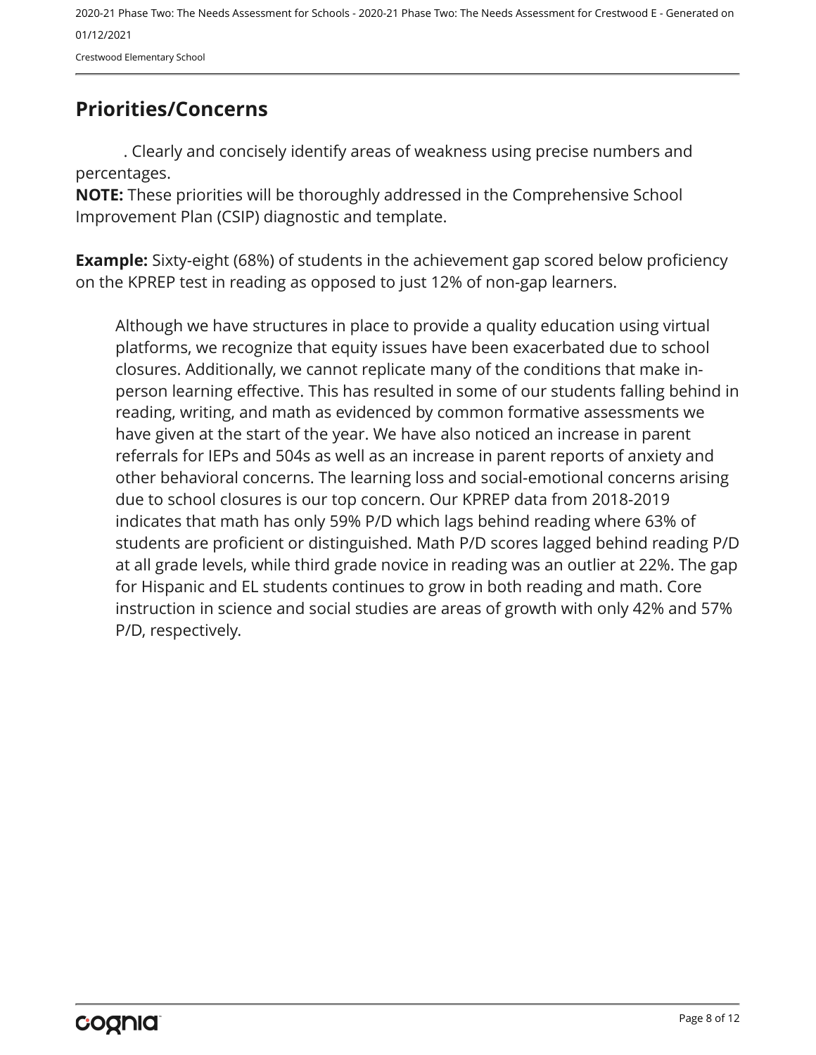## Priorities/Concerns

. Clearly and concisely identify areas of weakness using precise numbers and percentages.

**NOTE:** These priorities will be thoroughly addressed in the Comprehensive School Improvement Plan (CSIP) diagnostic and template.

**Example:** Sixty-eight (68%) of students in the achievement gap scored below proficiency on the KPREP test in reading as opposed to just 12% of non-gap learners.

Although we have structures in place to provide a quality education using virtual platforms, we recognize that equity issues have been exacerbated due to school closures. Additionally, we cannot replicate many of the conditions that make in-person learning effective. This has resulted in some of our students falling behind in reading, writing, and math as evidenced by common formative assessments we have given at the start of the year. We have also noticed an increase in parent referrals for IEPs and 504s as well as an increase in parent reports of anxiety and other behavioral concerns. The learning loss and social-emotional concerns arising due to school closures is our top concern. Our KPREP data from 2018-2019 indicates that math has only 59% P/D which lags behind reading where 63% of students are proficient or distinguished. Math P/D scores lagged behind reading P/D at all grade levels, while third grade novice in reading was an outlier at 22%. The gap for Hispanic and EL students continues to grow in both reading and math. Core instruction in science and social studies are areas of growth with only 42% and 57% P/D, respectively.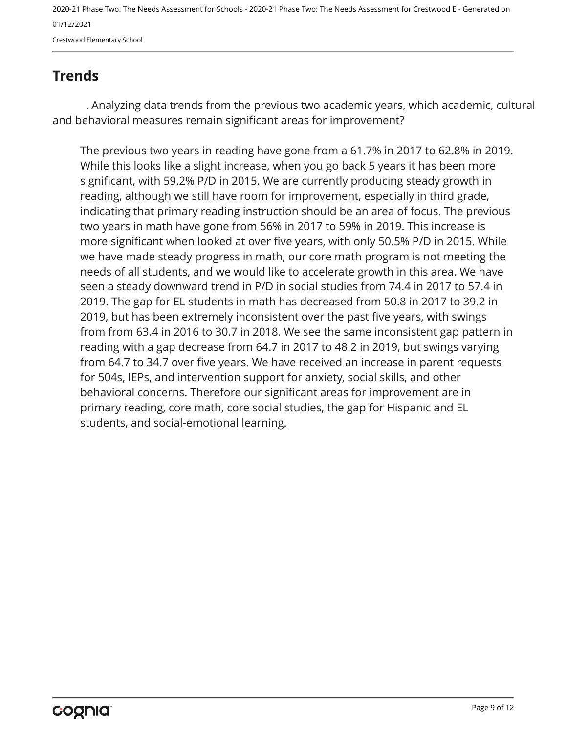## Trends

. Analyzing data trends from the previous two academic years, which academic, cultural and behavioral measures remain significant areas for improvement?

The previous two years in reading have gone from a 61.7% in 2017 to 62.8% in 2019. While this looks like a slight increase, when you go back 5 years it has been more significant, with 59.2% P/D in 2015. We are currently producing steady growth in reading, although we still have room for improvement, especially in third grade, indicating that primary reading instruction should be an area of focus. The previous two years in math have gone from 56% in 2017 to 59% in 2019. This increase is more significant when looked at over five years, with only 50.5% P/D in 2015. While we have made steady progress in math, our core math program is not meeting the needs of all students, and we would like to accelerate growth in this area. We have seen a steady downward trend in P/D in social studies from 74.4 in 2017 to 57.4 in 2019. The gap for EL students in math has decreased from 50.8 in 2017 to 39.2 in 2019, but has been extremely inconsistent over the past five years, with swings from from 63.4 in 2016 to 30.7 in 2018. We see the same inconsistent gap pattern in reading with a gap decrease from 64.7 in 2017 to 48.2 in 2019, but swings varying from 64.7 to 34.7 over five years. We have received an increase in parent requests for 504s, IEPs, and intervention support for anxiety, social skills, and other behavioral concerns. Therefore our significant areas for improvement are in primary reading, core math, core social studies, the gap for Hispanic and EL students, and social-emotional learning.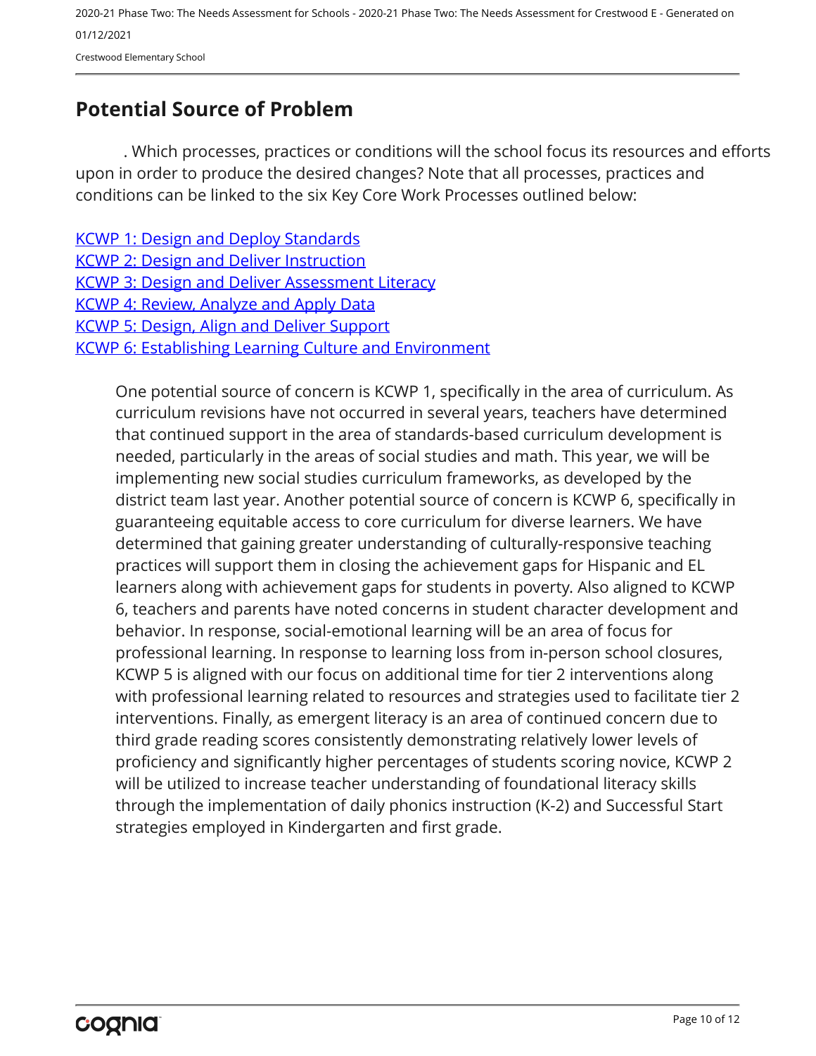## Potential Source of Problem

. Which processes, practices or conditions will the school focus its resources and efforts upon in order to produce the desired changes? Note that all processes, practices and conditions can be linked to the six Key Core Work Processes outlined below:

KCWP 1: Design and Deploy Standards
KCWP 2: Design and Deliver Instruction
KCWP 3: Design and Deliver Assessment Literacy
KCWP 4: Review, Analyze and Apply Data
KCWP 5: Design, Align and Deliver Support
KCWP 6: Establishing Learning Culture and Environment

One potential source of concern is KCWP 1, specifically in the area of curriculum. As curriculum revisions have not occurred in several years, teachers have determined that continued support in the area of standards-based curriculum development is needed, particularly in the areas of social studies and math. This year, we will be implementing new social studies curriculum frameworks, as developed by the district team last year. Another potential source of concern is KCWP 6, specifically in guaranteeing equitable access to core curriculum for diverse learners. We have determined that gaining greater understanding of culturally-responsive teaching practices will support them in closing the achievement gaps for Hispanic and EL learners along with achievement gaps for students in poverty. Also aligned to KCWP 6, teachers and parents have noted concerns in student character development and behavior. In response, social-emotional learning will be an area of focus for professional learning. In response to learning loss from in-person school closures, KCWP 5 is aligned with our focus on additional time for tier 2 interventions along with professional learning related to resources and strategies used to facilitate tier 2 interventions. Finally, as emergent literacy is an area of continued concern due to third grade reading scores consistently demonstrating relatively lower levels of proficiency and significantly higher percentages of students scoring novice, KCWP 2 will be utilized to increase teacher understanding of foundational literacy skills through the implementation of daily phonics instruction (K-2) and Successful Start strategies employed in Kindergarten and first grade.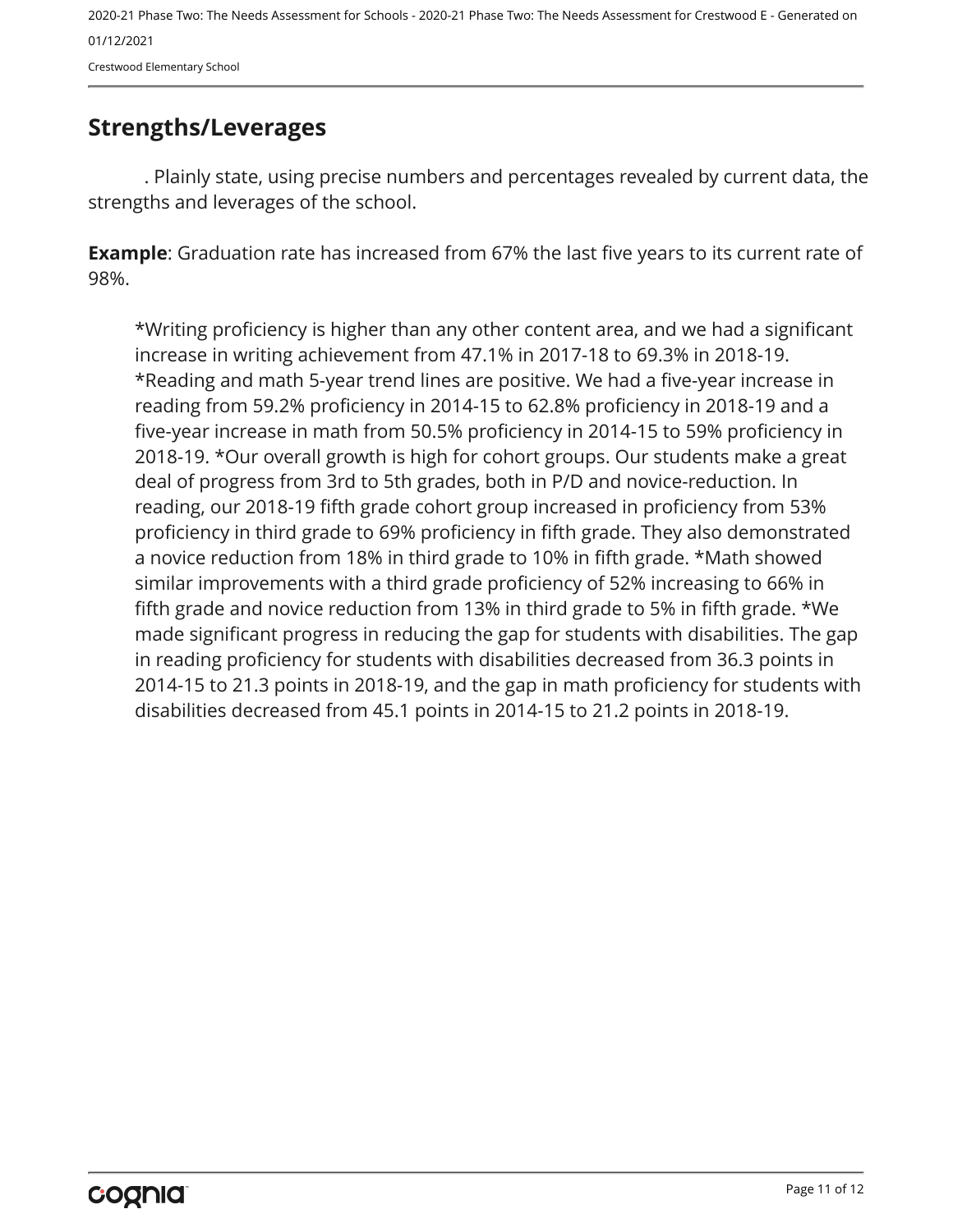## Strengths/Leverages

. Plainly state, using precise numbers and percentages revealed by current data, the strengths and leverages of the school.

**Example**: Graduation rate has increased from 67% the last five years to its current rate of 98%.

*Writing proficiency is higher than any other content area, and we had a significant increase in writing achievement from 47.1% in 2017-18 to 69.3% in 2018-19. *Reading and math 5-year trend lines are positive. We had a five-year increase in reading from 59.2% proficiency in 2014-15 to 62.8% proficiency in 2018-19 and a five-year increase in math from 50.5% proficiency in 2014-15 to 59% proficiency in 2018-19. *Our overall growth is high for cohort groups. Our students make a great deal of progress from 3rd to 5th grades, both in P/D and novice-reduction. In reading, our 2018-19 fifth grade cohort group increased in proficiency from 53% proficiency in third grade to 69% proficiency in fifth grade. They also demonstrated a novice reduction from 18% in third grade to 10% in fifth grade. *Math showed similar improvements with a third grade proficiency of 52% increasing to 66% in fifth grade and novice reduction from 13% in third grade to 5% in fifth grade. *We made significant progress in reducing the gap for students with disabilities. The gap in reading proficiency for students with disabilities decreased from 36.3 points in 2014-15 to 21.3 points in 2018-19, and the gap in math proficiency for students with disabilities decreased from 45.1 points in 2014-15 to 21.2 points in 2018-19.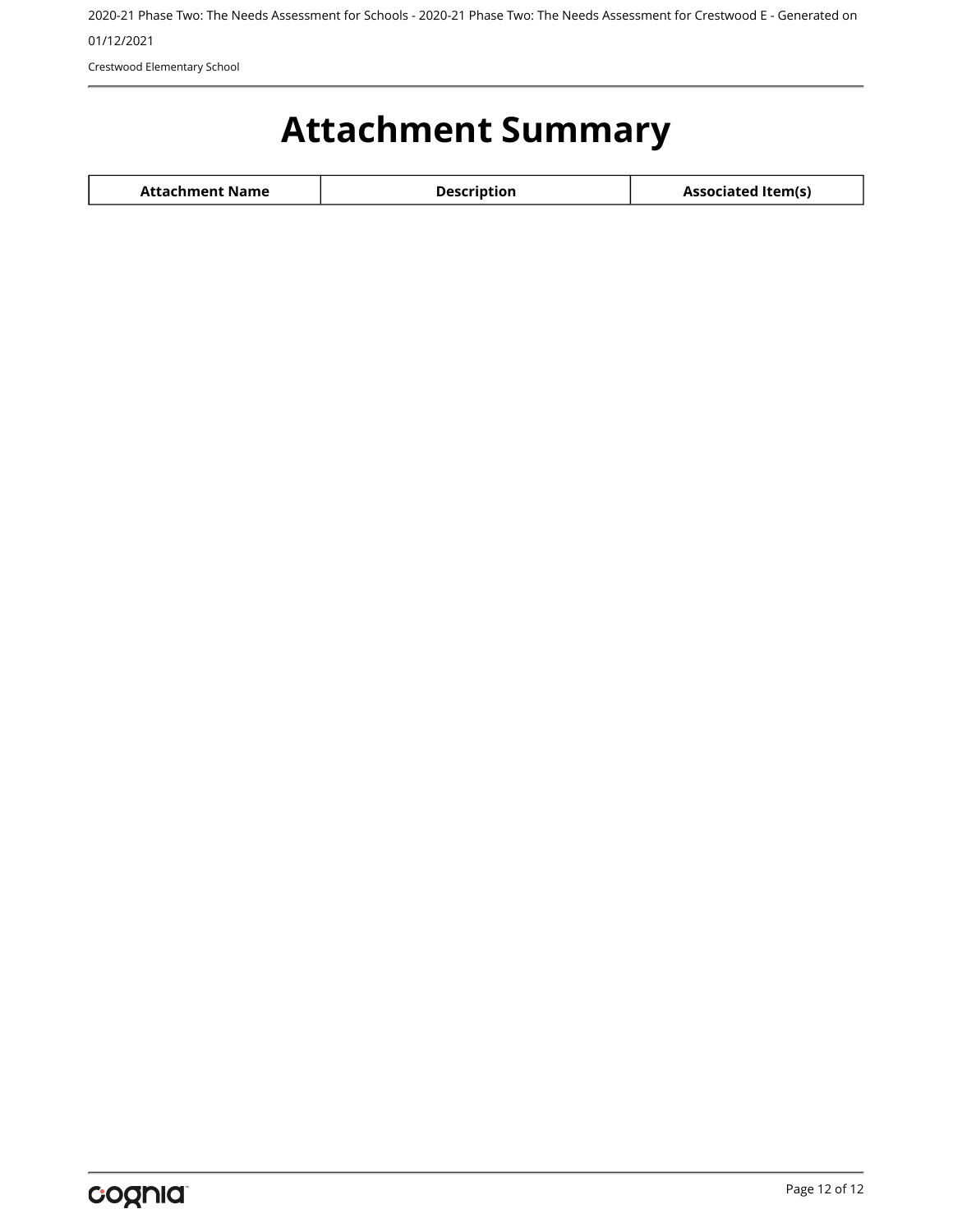# Attachment Summary

| Attachment Name | Description | Associated Item(s) |
|---|---|---|